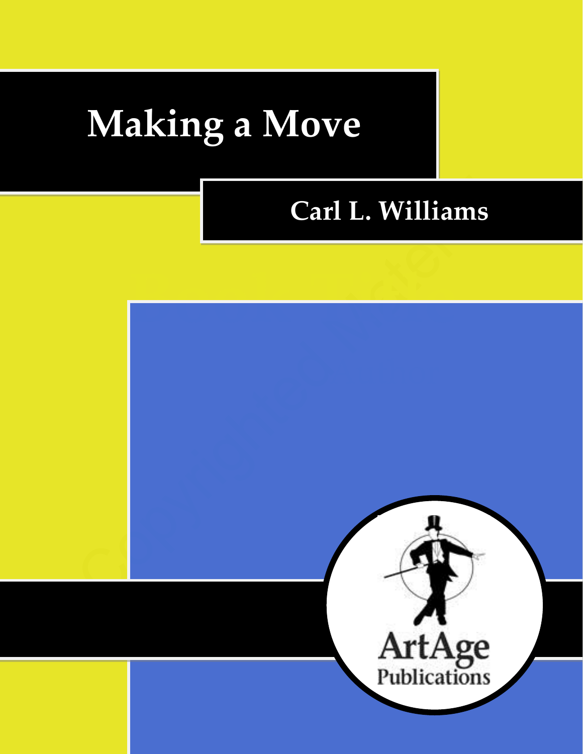# Making a Move

Carl L. Williams

ArtAge Publications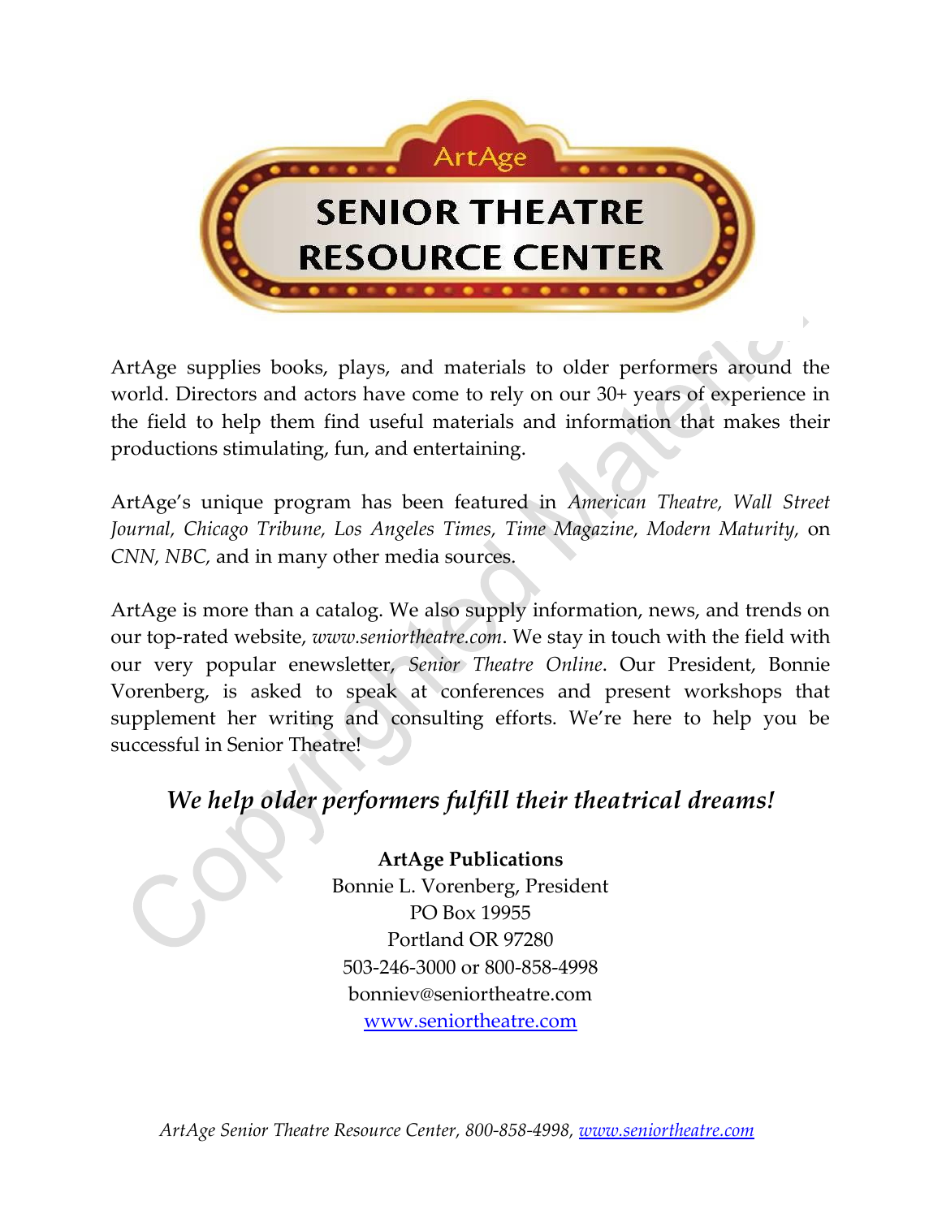# ArtAge SENIOR THEATRE RESOURCE CENTER

ArtAge supplies books, plays, and materials to older performers around the world. Directors and actors have come to rely on our 30+ years of experience in the field to help them find useful materials and information that makes their productions stimulating, fun, and entertaining.

ArtAge's unique program has been featured in *American Theatre, Wall Street Journal, Chicago Tribune, Los Angeles Times, Time Magazine, Modern Maturity,* on *CNN, NBC,* and in many other media sources.

ArtAge is more than a catalog. We also supply information, news, and trends on our top-rated website, *www.seniortheatre.com*. We stay in touch with the field with our very popular enewsletter, *Senior Theatre Online*. Our President, Bonnie Vorenberg, is asked to speak at conferences and present workshops that supplement her writing and consulting efforts. We're here to help you be successful in Senior Theatre!

***We help older performers fulfill their theatrical dreams!***

**ArtAge Publications**
Bonnie L. Vorenberg, President
PO Box 19955
Portland OR 97280
503-246-3000 or 800-858-4998
bonniev@seniortheatre.com
www.seniortheatre.com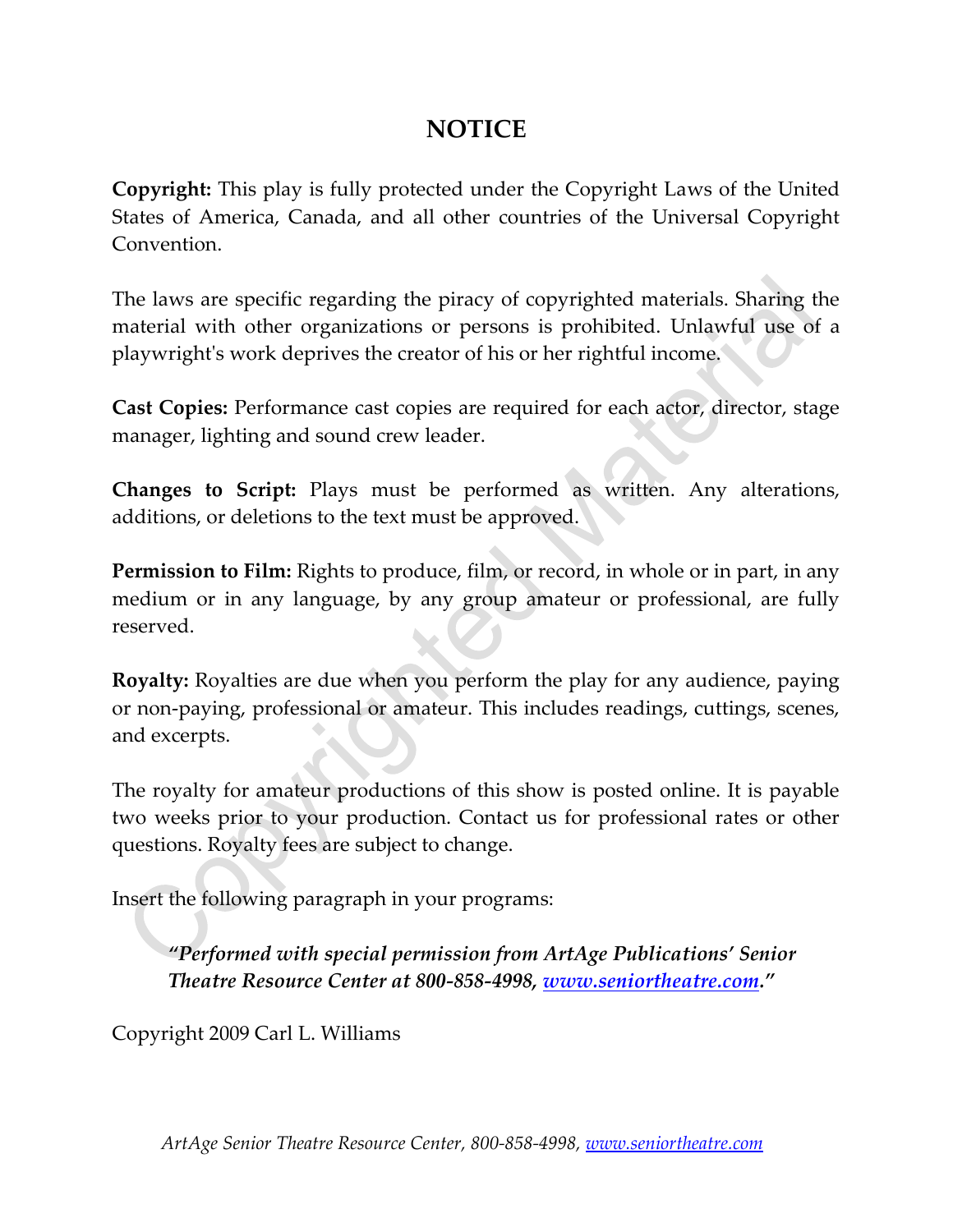# NOTICE

**Copyright:** This play is fully protected under the Copyright Laws of the United States of America, Canada, and all other countries of the Universal Copyright Convention.

The laws are specific regarding the piracy of copyrighted materials. Sharing the material with other organizations or persons is prohibited. Unlawful use of a playwright's work deprives the creator of his or her rightful income.

**Cast Copies:** Performance cast copies are required for each actor, director, stage manager, lighting and sound crew leader.

**Changes to Script:** Plays must be performed as written. Any alterations, additions, or deletions to the text must be approved.

**Permission to Film:** Rights to produce, film, or record, in whole or in part, in any medium or in any language, by any group amateur or professional, are fully reserved.

**Royalty:** Royalties are due when you perform the play for any audience, paying or non-paying, professional or amateur. This includes readings, cuttings, scenes, and excerpts.

The royalty for amateur productions of this show is posted online. It is payable two weeks prior to your production. Contact us for professional rates or other questions. Royalty fees are subject to change.

Insert the following paragraph in your programs:

> ***"Performed with special permission from ArtAge Publications' Senior Theatre Resource Center at 800-858-4998, www.seniortheatre.com."***

Copyright 2009 Carl L. Williams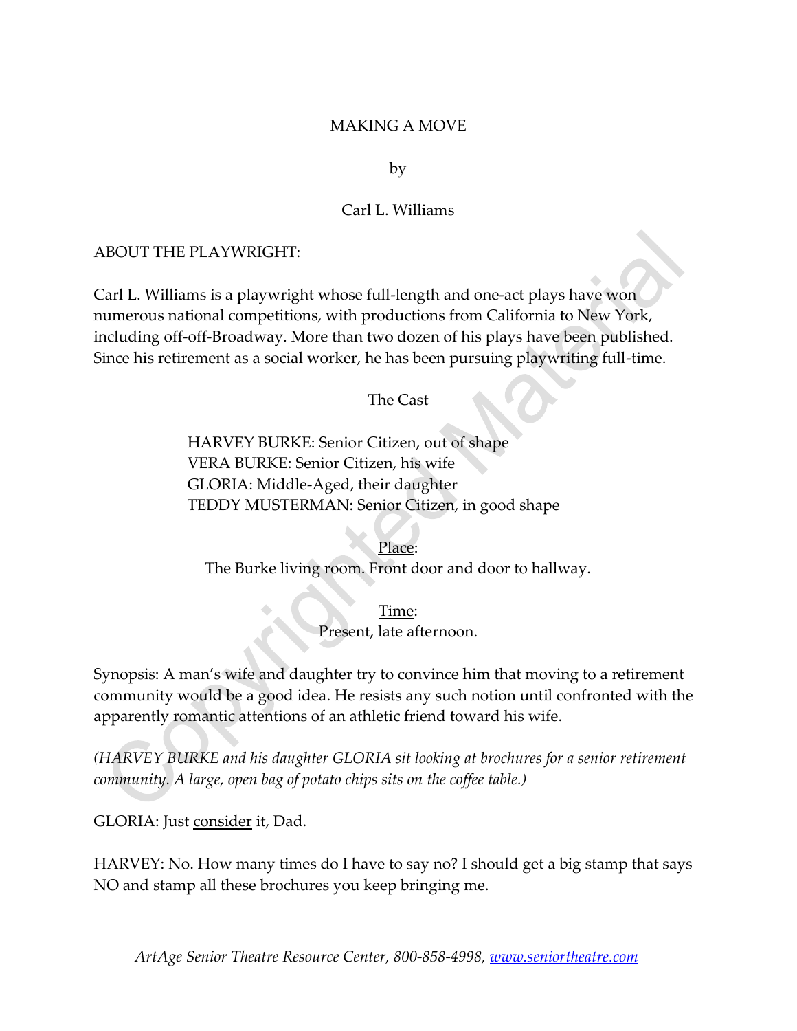MAKING A MOVE

by

Carl L. Williams

ABOUT THE PLAYWRIGHT:

Carl L. Williams is a playwright whose full-length and one-act plays have won numerous national competitions, with productions from California to New York, including off-off-Broadway. More than two dozen of his plays have been published. Since his retirement as a social worker, he has been pursuing playwriting full-time.

The Cast

HARVEY BURKE: Senior Citizen, out of shape
VERA BURKE: Senior Citizen, his wife
GLORIA: Middle-Aged, their daughter
TEDDY MUSTERMAN: Senior Citizen, in good shape

<u>Place</u>:
The Burke living room. Front door and door to hallway.

<u>Time</u>:
Present, late afternoon.

Synopsis: A man's wife and daughter try to convince him that moving to a retirement community would be a good idea. He resists any such notion until confronted with the apparently romantic attentions of an athletic friend toward his wife.

*(HARVEY BURKE and his daughter GLORIA sit looking at brochures for a senior retirement community. A large, open bag of potato chips sits on the coffee table.)*

GLORIA: Just <u>consider</u> it, Dad.

HARVEY: No. How many times do I have to say no? I should get a big stamp that says NO and stamp all these brochures you keep bringing me.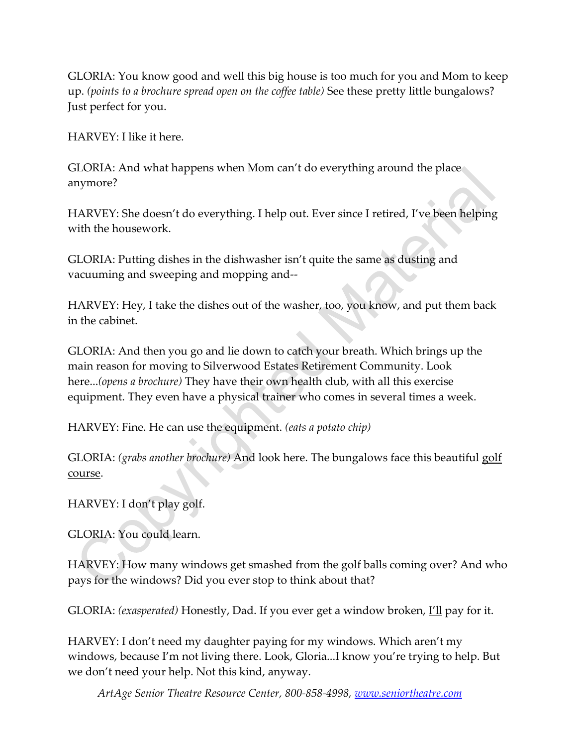GLORIA: You know good and well this big house is too much for you and Mom to keep up. *(points to a brochure spread open on the coffee table)* See these pretty little bungalows? Just perfect for you.

HARVEY: I like it here.

GLORIA: And what happens when Mom can't do everything around the place anymore?

HARVEY: She doesn't do everything. I help out. Ever since I retired, I've been helping with the housework.

GLORIA: Putting dishes in the dishwasher isn't quite the same as dusting and vacuuming and sweeping and mopping and--

HARVEY: Hey, I take the dishes out of the washer, too, you know, and put them back in the cabinet.

GLORIA: And then you go and lie down to catch your breath. Which brings up the main reason for moving to Silverwood Estates Retirement Community. Look here...*(opens a brochure)* They have their own health club, with all this exercise equipment. They even have a physical trainer who comes in several times a week.

HARVEY: Fine. He can use the equipment. *(eats a potato chip)*

GLORIA: *(grabs another brochure)* And look here. The bungalows face this beautiful <u>golf course</u>.

HARVEY: I don't play golf.

GLORIA: You could learn.

HARVEY: How many windows get smashed from the golf balls coming over? And who pays for the windows? Did you ever stop to think about that?

GLORIA: *(exasperated)* Honestly, Dad. If you ever get a window broken, <u>I'll</u> pay for it.

HARVEY: I don't need my daughter paying for my windows. Which aren't my windows, because I'm not living there. Look, Gloria...I know you're trying to help. But we don't need your help. Not this kind, anyway.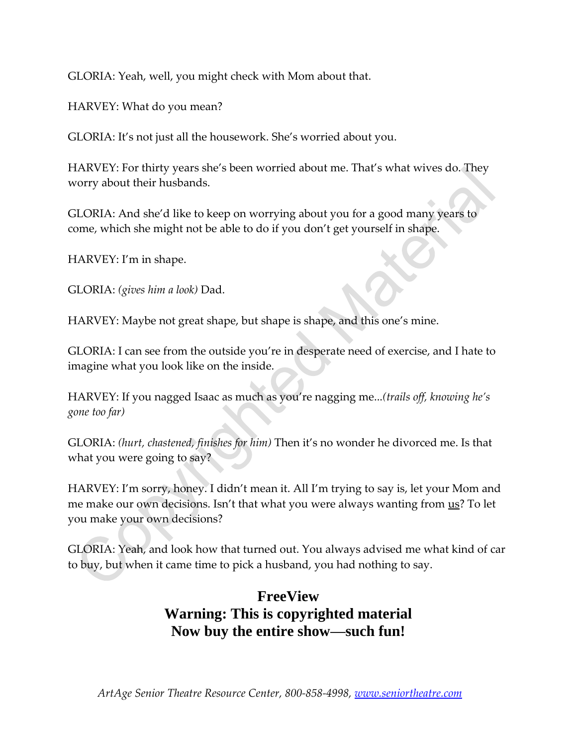GLORIA: Yeah, well, you might check with Mom about that.

HARVEY: What do you mean?

GLORIA: It's not just all the housework. She's worried about you.

HARVEY: For thirty years she's been worried about me. That's what wives do. They worry about their husbands.

GLORIA: And she'd like to keep on worrying about you for a good many years to come, which she might not be able to do if you don't get yourself in shape.

HARVEY: I'm in shape.

GLORIA: *(gives him a look)* Dad.

HARVEY: Maybe not great shape, but shape is shape, and this one's mine.

GLORIA: I can see from the outside you're in desperate need of exercise, and I hate to imagine what you look like on the inside.

HARVEY: If you nagged Isaac as much as you're nagging me...*(trails off, knowing he's gone too far)*

GLORIA: *(hurt, chastened, finishes for him)* Then it's no wonder he divorced me. Is that what you were going to say?

HARVEY: I'm sorry, honey. I didn't mean it. All I'm trying to say is, let your Mom and me make our own decisions. Isn't that what you were always wanting from <u>us</u>? To let you make your own decisions?

GLORIA: Yeah, and look how that turned out. You always advised me what kind of car to buy, but when it came time to pick a husband, you had nothing to say.

**FreeView**
**Warning: This is copyrighted material**
**Now buy the entire show—such fun!**

*ArtAge Senior Theatre Resource Center, 800-858-4998, www.seniortheatre.com*